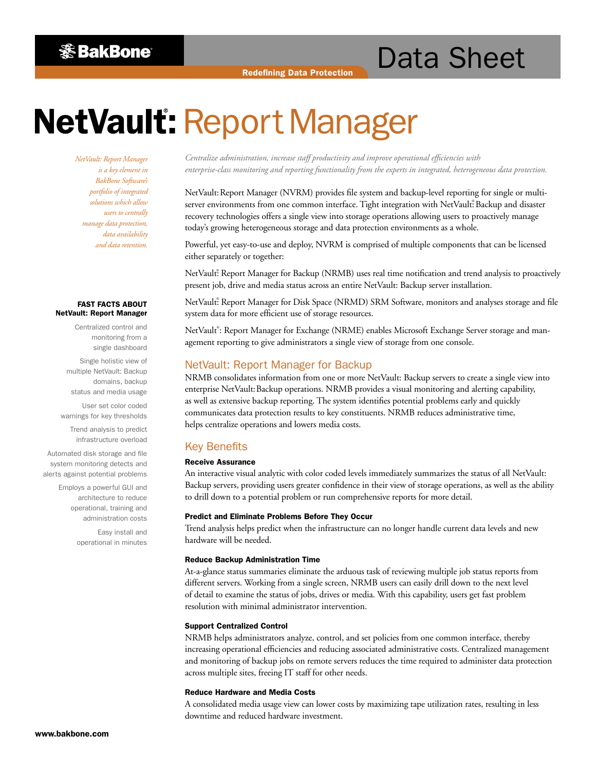BakBone

Redefining Data Protection

Data Sheet

# NetVault®: Report Manager

*NetVault: Report Manager is a key element in BakBone Software's portfolio of integrated solutions which allow users to centrally manage data protection, data availability and data retention.*

**FAST FACTS ABOUT NetVault: Report Manager**

- Centralized control and monitoring from a single dashboard
- Single holistic view of multiple NetVault: Backup domains, backup status and media usage
- User set color coded warnings for key thresholds
- Trend analysis to predict infrastructure overload
- Automated disk storage and file system monitoring detects and alerts against potential problems
- Employs a powerful GUI and architecture to reduce operational, training and administration costs
- Easy install and operational in minutes

*Centralize administration, increase staff productivity and improve operational efficiencies with enterprise-class monitoring and reporting functionality from the experts in integrated, heterogeneous data protection.*

NetVault: Report Manager (NVRM) provides file system and backup-level reporting for single or multi-server environments from one common interface. Tight integration with NetVault® Backup and disaster recovery technologies offers a single view into storage operations allowing users to proactively manage today's growing heterogeneous storage and data protection environments as a whole.

Powerful, yet easy-to-use and deploy, NVRM is comprised of multiple components that can be licensed either separately or together:

NetVault® Report Manager for Backup (NRMB) uses real time notification and trend analysis to proactively present job, drive and media status across an entire NetVault: Backup server installation.

NetVault® Report Manager for Disk Space (NRMD) SRM Software, monitors and analyses storage and file system data for more efficient use of storage resources.

NetVault®: Report Manager for Exchange (NRME) enables Microsoft Exchange Server storage and management reporting to give administrators a single view of storage from one console.

## NetVault: Report Manager for Backup

NRMB consolidates information from one or more NetVault: Backup servers to create a single view into enterprise NetVault: Backup operations. NRMB provides a visual monitoring and alerting capability, as well as extensive backup reporting. The system identifies potential problems early and quickly communicates data protection results to key constituents. NRMB reduces administrative time, helps centralize operations and lowers media costs.

## Key Benefits

#### Receive Assurance

An interactive visual analytic with color coded levels immediately summarizes the status of all NetVault: Backup servers, providing users greater confidence in their view of storage operations, as well as the ability to drill down to a potential problem or run comprehensive reports for more detail.

#### Predict and Eliminate Problems Before They Occur

Trend analysis helps predict when the infrastructure can no longer handle current data levels and new hardware will be needed.

#### Reduce Backup Administration Time

At-a-glance status summaries eliminate the arduous task of reviewing multiple job status reports from different servers. Working from a single screen, NRMB users can easily drill down to the next level of detail to examine the status of jobs, drives or media. With this capability, users get fast problem resolution with minimal administrator intervention.

#### Support Centralized Control

NRMB helps administrators analyze, control, and set policies from one common interface, thereby increasing operational efficiencies and reducing associated administrative costs. Centralized management and monitoring of backup jobs on remote servers reduces the time required to administer data protection across multiple sites, freeing IT staff for other needs.

#### Reduce Hardware and Media Costs

A consolidated media usage view can lower costs by maximizing tape utilization rates, resulting in less downtime and reduced hardware investment.

www.bakbone.com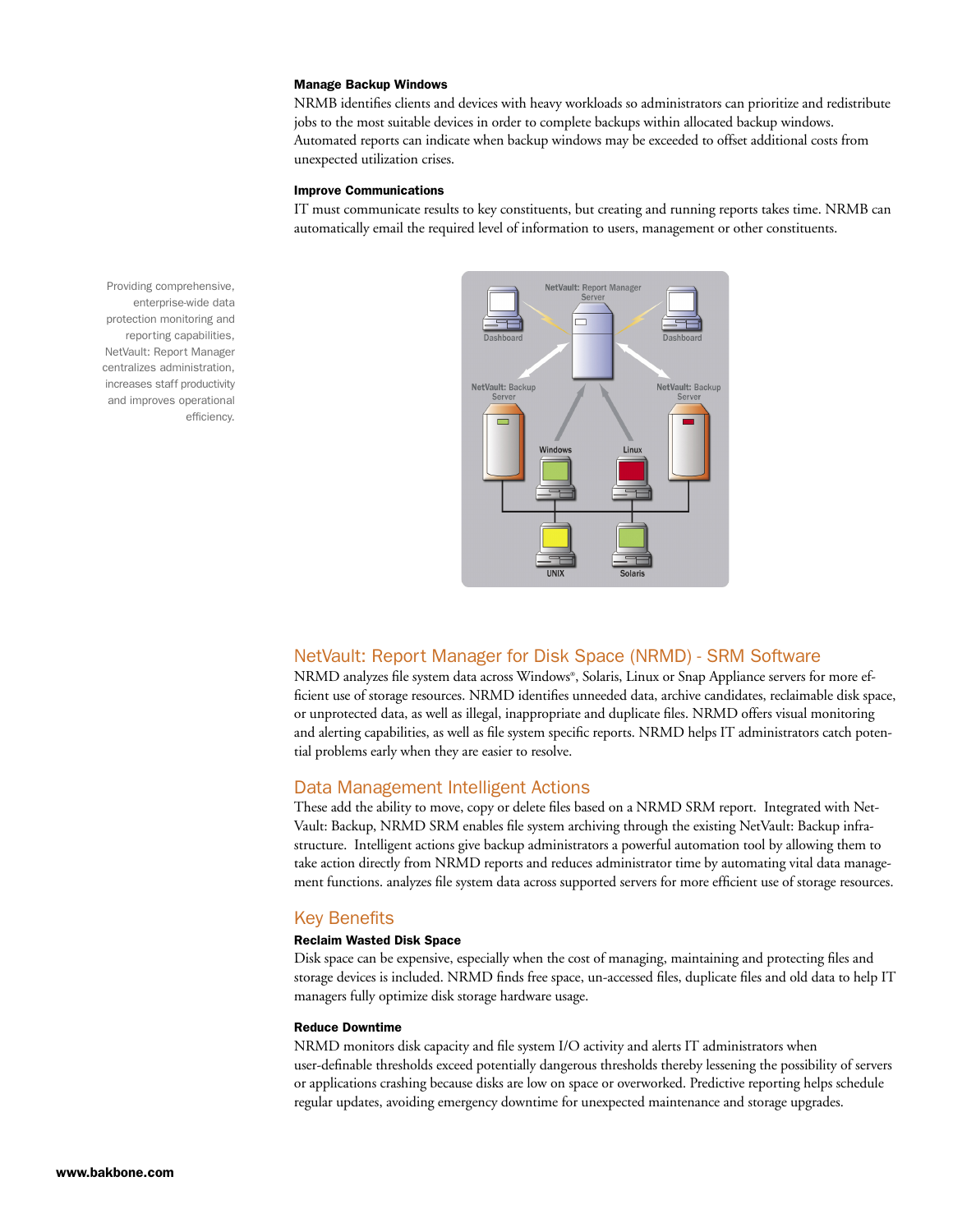#### Manage Backup Windows

NRMB identifies clients and devices with heavy workloads so administrators can prioritize and redistribute jobs to the most suitable devices in order to complete backups within allocated backup windows. Automated reports can indicate when backup windows may be exceeded to offset additional costs from unexpected utilization crises.

#### Improve Communications

IT must communicate results to key constituents, but creating and running reports takes time. NRMB can automatically email the required level of information to users, management or other constituents.

Providing comprehensive, enterprise-wide data protection monitoring and reporting capabilities, NetVault: Report Manager centralizes administration, increases staff productivity and improves operational efficiency.

## NetVault: Report Manager for Disk Space (NRMD) - SRM Software

NRMD analyzes file system data across Windows®, Solaris, Linux or Snap Appliance servers for more efficient use of storage resources. NRMD identifies unneeded data, archive candidates, reclaimable disk space, or unprotected data, as well as illegal, inappropriate and duplicate files. NRMD offers visual monitoring and alerting capabilities, as well as file system specific reports. NRMD helps IT administrators catch potential problems early when they are easier to resolve.

## Data Management Intelligent Actions

These add the ability to move, copy or delete files based on a NRMD SRM report. Integrated with NetVault: Backup, NRMD SRM enables file system archiving through the existing NetVault: Backup infrastructure. Intelligent actions give backup administrators a powerful automation tool by allowing them to take action directly from NRMD reports and reduces administrator time by automating vital data management functions. analyzes file system data across supported servers for more efficient use of storage resources.

## Key Benefits

#### Reclaim Wasted Disk Space

Disk space can be expensive, especially when the cost of managing, maintaining and protecting files and storage devices is included. NRMD finds free space, un-accessed files, duplicate files and old data to help IT managers fully optimize disk storage hardware usage.

#### Reduce Downtime

NRMD monitors disk capacity and file system I/O activity and alerts IT administrators when user-definable thresholds exceed potentially dangerous thresholds thereby lessening the possibility of servers or applications crashing because disks are low on space or overworked. Predictive reporting helps schedule regular updates, avoiding emergency downtime for unexpected maintenance and storage upgrades.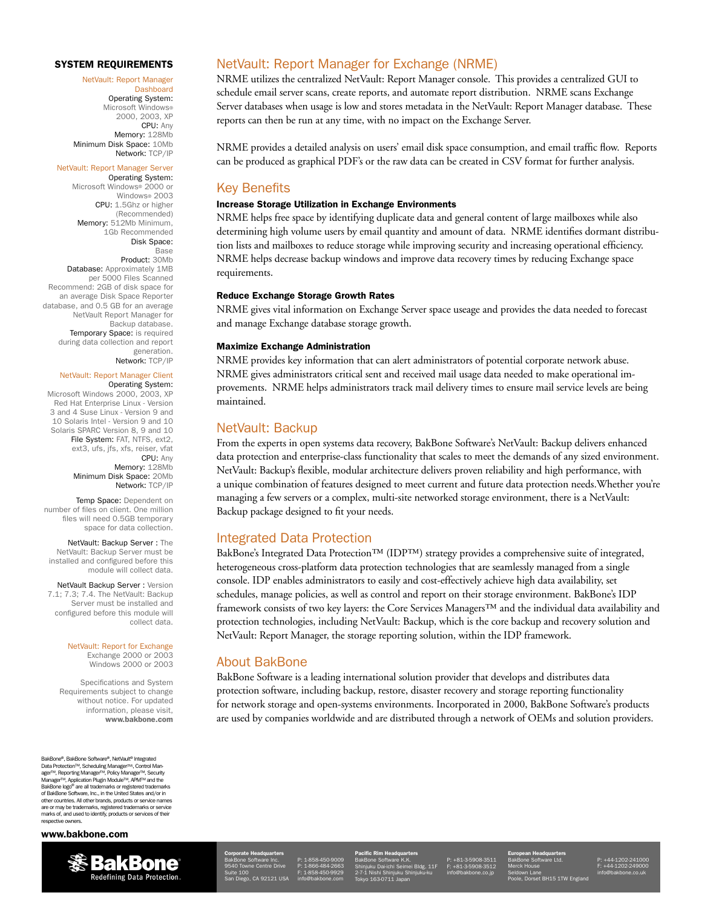## SYSTEM REQUIREMENTS

**NetVault: Report Manager Dashboard**

Operating System: Microsoft Windows® 2000, 2003, XP
CPU: Any
Memory: 128Mb
Minimum Disk Space: 10Mb
Network: TCP/IP

**NetVault: Report Manager Server**

Operating System: Microsoft Windows® 2000 or Windows® 2003
CPU: 1.5Ghz or higher (Recommended)
Memory: 512Mb Minimum, 1Gb Recommended
Disk Space:
Base
Product: 30Mb
Database: Approximately 1MB per 5000 Files Scanned
Recommend: 2GB of disk space for an average Disk Space Reporter database, and 0.5 GB for an average NetVault Report Manager for Backup database.
Temporary Space: is required during data collection and report generation.
Network: TCP/IP

**NetVault: Report Manager Client**

Operating System: Microsoft Windows 2000, 2003, XP Red Hat Enterprise Linux - Version 3 and 4 Suse Linux - Version 9 and 10 Solaris Intel - Version 9 and 10 Solaris SPARC Version 8, 9 and 10
File System: FAT, NTFS, ext2, ext3, ufs, jfs, xfs, reiser, vfat
CPU: Any
Memory: 128Mb
Minimum Disk Space: 20Mb
Network: TCP/IP

Temp Space: Dependent on number of files on client. One million files will need 0.5GB temporary space for data collection.

NetVault: Backup Server : The NetVault: Backup Server must be installed and configured before this module will collect data.

NetVault Backup Server : Version 7.1; 7.3; 7.4. The NetVault: Backup Server must be installed and configured before this module will collect data.

**NetVault: Report for Exchange**

Exchange 2000 or 2003
Windows 2000 or 2003

Specifications and System Requirements subject to change without notice. For updated information, please visit, **www.bakbone.com**

BakBone®, BakBone Software®, NetVault® Integrated Data Protection™, Scheduling Manager™, Control Manager™, Reporting Manager™, Policy Manager™, Security Manager™, Application Plugin Module™, APM™ and the BakBone logo® are all trademarks or registered trademarks of BakBone Software, Inc., in the United States and/or in other countries. All other brands, products or service names are or may be trademarks, registered trademarks or service marks of, and used to identify, products or services of their respective owners.

**www.bakbone.com**

## NetVault: Report Manager for Exchange (NRME)

NRME utilizes the centralized NetVault: Report Manager console. This provides a centralized GUI to schedule email server scans, create reports, and automate report distribution. NRME scans Exchange Server databases when usage is low and stores metadata in the NetVault: Report Manager database. These reports can then be run at any time, with no impact on the Exchange Server.

NRME provides a detailed analysis on users' email disk space consumption, and email traffic flow. Reports can be produced as graphical PDF's or the raw data can be created in CSV format for further analysis.

## Key Benefits

### Increase Storage Utilization in Exchange Environments

NRME helps free space by identifying duplicate data and general content of large mailboxes while also determining high volume users by email quantity and amount of data. NRME identifies dormant distribution lists and mailboxes to reduce storage while improving security and increasing operational efficiency. NRME helps decrease backup windows and improve data recovery times by reducing Exchange space requirements.

### Reduce Exchange Storage Growth Rates

NRME gives vital information on Exchange Server space useage and provides the data needed to forecast and manage Exchange database storage growth.

### Maximize Exchange Administration

NRME provides key information that can alert administrators of potential corporate network abuse. NRME gives administrators critical sent and received mail usage data needed to make operational improvements. NRME helps administrators track mail delivery times to ensure mail service levels are being maintained.

## NetVault: Backup

From the experts in open systems data recovery, BakBone Software's NetVault: Backup delivers enhanced data protection and enterprise-class functionality that scales to meet the demands of any sized environment. NetVault: Backup's flexible, modular architecture delivers proven reliability and high performance, with a unique combination of features designed to meet current and future data protection needs.Whether you're managing a few servers or a complex, multi-site networked storage environment, there is a NetVault: Backup package designed to fit your needs.

## Integrated Data Protection

BakBone's Integrated Data Protection™ (IDP™) strategy provides a comprehensive suite of integrated, heterogeneous cross-platform data protection technologies that are seamlessly managed from a single console. IDP enables administrators to easily and cost-effectively achieve high data availability, set schedules, manage policies, as well as control and report on their storage environment. BakBone's IDP framework consists of two key layers: the Core Services Managers™ and the individual data availability and protection technologies, including NetVault: Backup, which is the core backup and recovery solution and NetVault: Report Manager, the storage reporting solution, within the IDP framework.

## About BakBone

BakBone Software is a leading international solution provider that develops and distributes data protection software, including backup, restore, disaster recovery and storage reporting functionality for network storage and open-systems environments. Incorporated in 2000, BakBone Software's products are used by companies worldwide and are distributed through a network of OEMs and solution providers.

BakBone
Redefining Data Protection.

**Corporate Headquarters**
BakBone Software Inc.
9540 Towne Centre Drive
Suite 100
San Diego, CA 92121 USA
P: 1-858-450-9009
P: 1-866-484-2663
F: 1-858-450-9929
info@bakbone.com

**Pacific Rim Headquarters**
BakBone Software K.K.
Shinjuku Dai-ichi Seimei Bldg. 11F
2-7-1 Nishi Shinjuku Shinjuku-ku
Tokyo 163-0711 Japan
P: +81-3-5908-3511
F: +81-3-5908-3512
info@bakbone.co.jp

**European Headquarters**
BakBone Software Ltd.
Merck House
Seldown Lane
Poole, Dorset BH15 1TW England
P: +44-1202-241000
F: +44-1202-249000
info@bakbone.co.uk